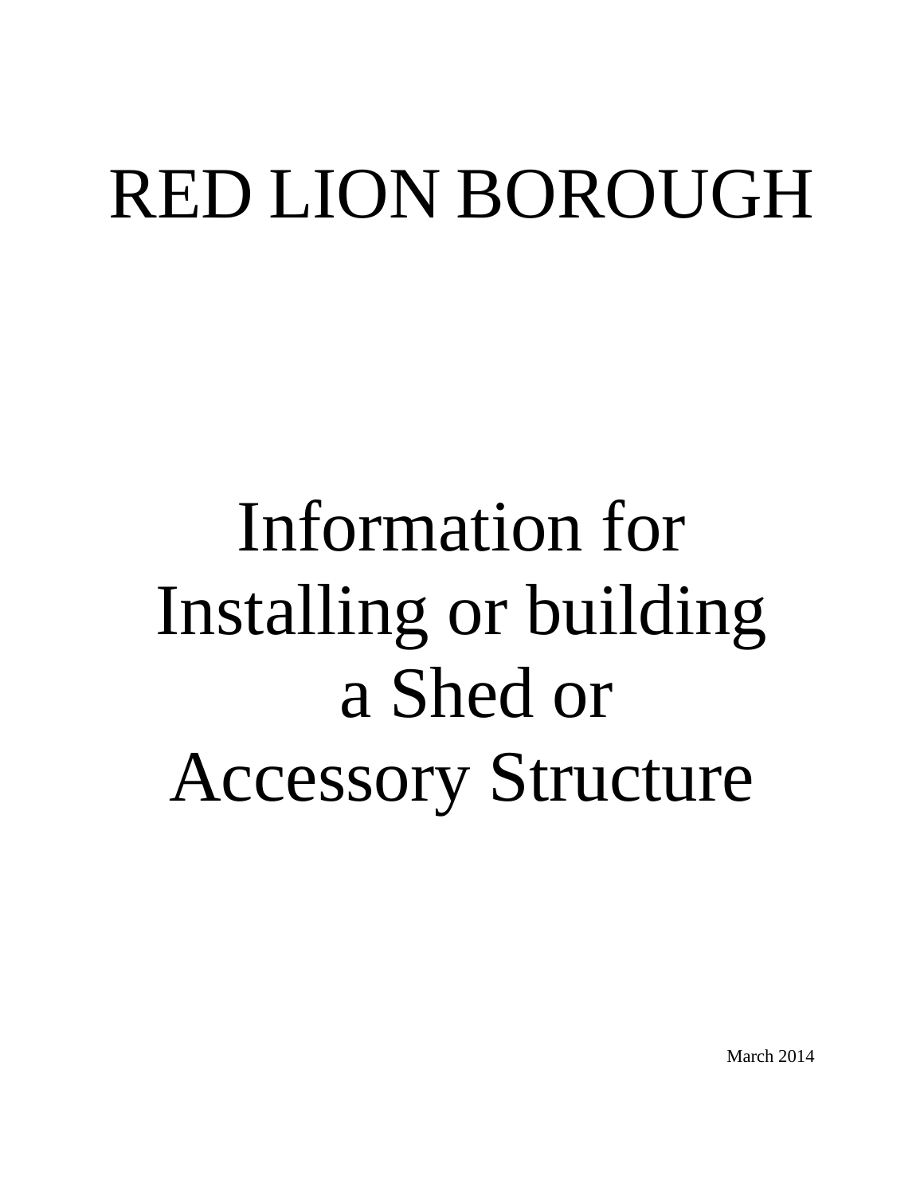# RED LION BOROUGH

## Information for Installing or building a Shed or Accessory Structure

March 2014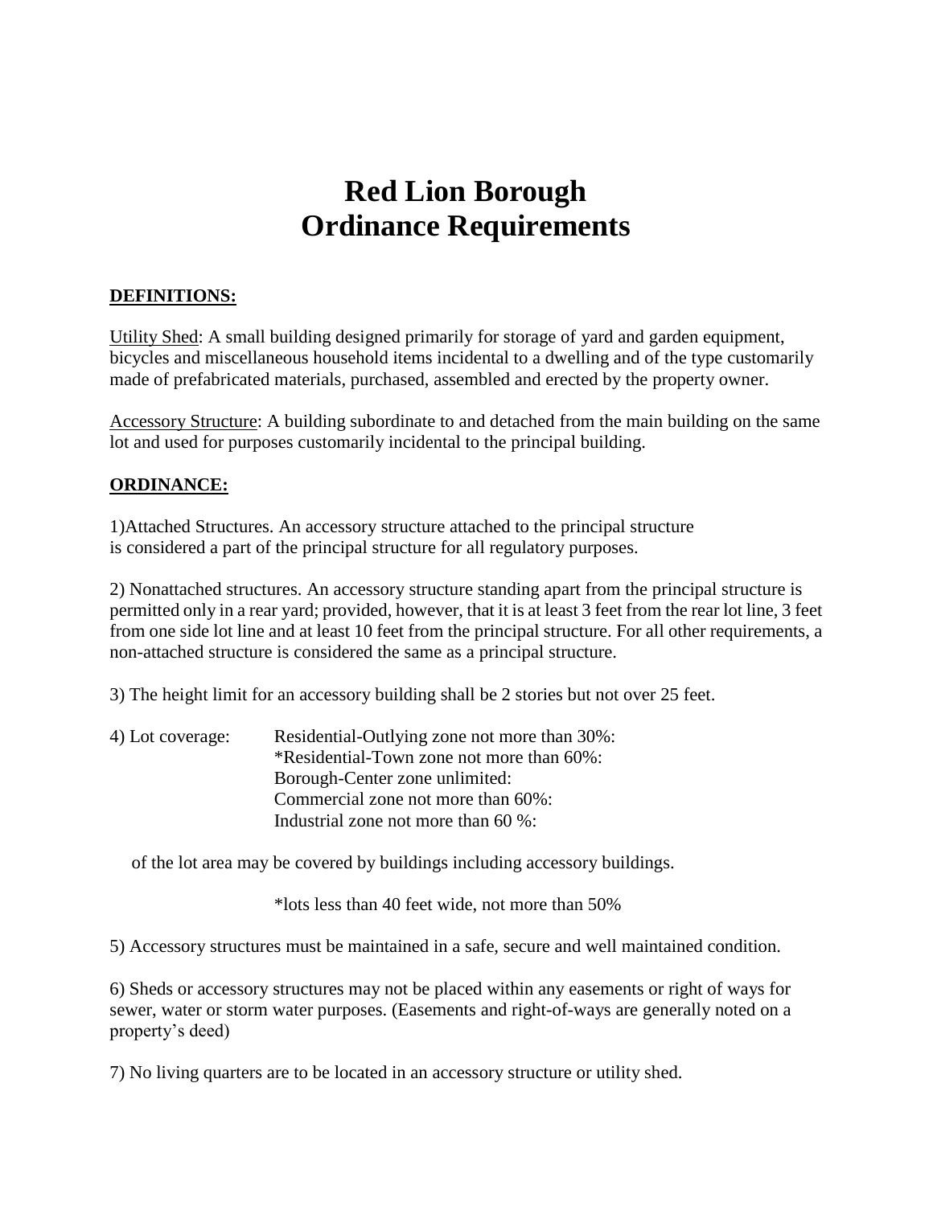# Red Lion Borough
# Ordinance Requirements

**DEFINITIONS:**

Utility Shed: A small building designed primarily for storage of yard and garden equipment, bicycles and miscellaneous household items incidental to a dwelling and of the type customarily made of prefabricated materials, purchased, assembled and erected by the property owner.

Accessory Structure: A building subordinate to and detached from the main building on the same lot and used for purposes customarily incidental to the principal building.

**ORDINANCE:**

1)Attached Structures. An accessory structure attached to the principal structure is considered a part of the principal structure for all regulatory purposes.

2) Nonattached structures. An accessory structure standing apart from the principal structure is permitted only in a rear yard; provided, however, that it is at least 3 feet from the rear lot line, 3 feet from one side lot line and at least 10 feet from the principal structure. For all other requirements, a non-attached structure is considered the same as a principal structure.

3) The height limit for an accessory building shall be 2 stories but not over 25 feet.

4) Lot coverage: Residential-Outlying zone not more than 30%:
*Residential-Town zone not more than 60%:
Borough-Center zone unlimited:
Commercial zone not more than 60%:
Industrial zone not more than 60 %:

of the lot area may be covered by buildings including accessory buildings.

*lots less than 40 feet wide, not more than 50%

5) Accessory structures must be maintained in a safe, secure and well maintained condition.

6) Sheds or accessory structures may not be placed within any easements or right of ways for sewer, water or storm water purposes. (Easements and right-of-ways are generally noted on a property's deed)

7) No living quarters are to be located in an accessory structure or utility shed.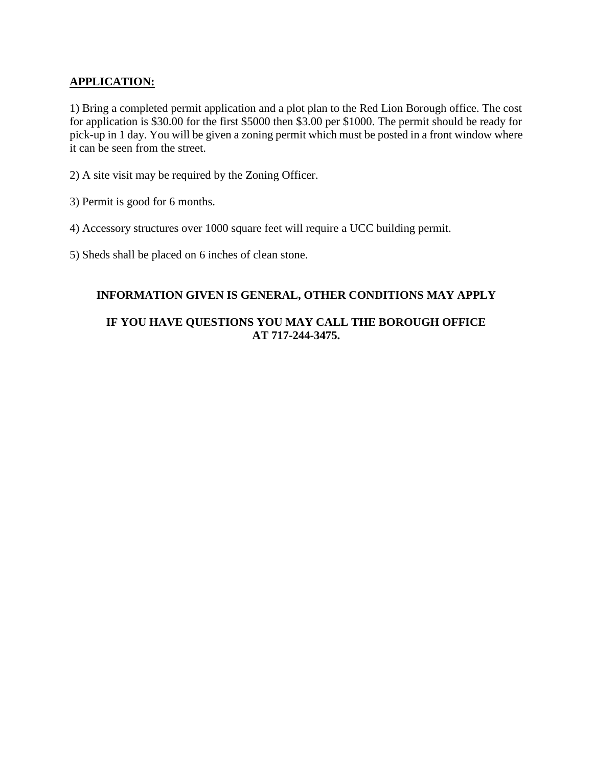**APPLICATION:**

1) Bring a completed permit application and a plot plan to the Red Lion Borough office. The cost for application is $30.00 for the first $5000 then $3.00 per $1000. The permit should be ready for pick-up in 1 day. You will be given a zoning permit which must be posted in a front window where it can be seen from the street.

2) A site visit may be required by the Zoning Officer.

3) Permit is good for 6 months.

4) Accessory structures over 1000 square feet will require a UCC building permit.

5) Sheds shall be placed on 6 inches of clean stone.

**INFORMATION GIVEN IS GENERAL, OTHER CONDITIONS MAY APPLY**

**IF YOU HAVE QUESTIONS YOU MAY CALL THE BOROUGH OFFICE AT 717-244-3475.**